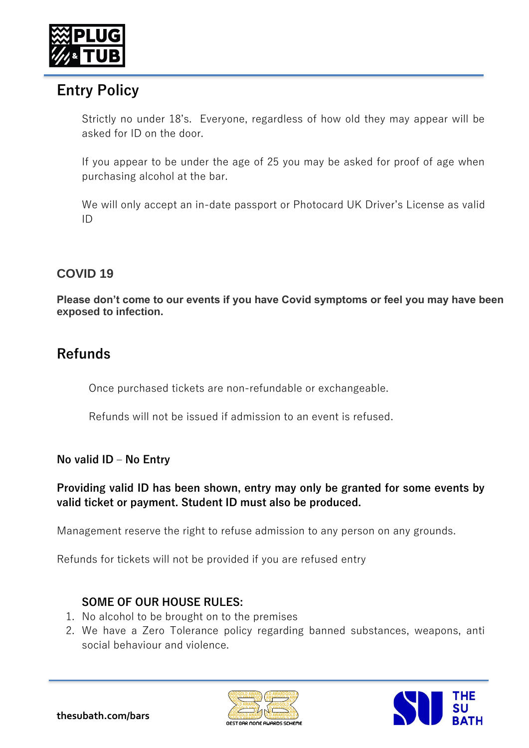## Entry Policy

Strictly no under 18's. Everyone, regardless of how old they may appear will be asked for ID on the door.

If you appear to be under the age of 25 you may be asked for proof of age when purchasing alcohol at the bar.

We will only accept an in-date passport or Photocard UK Driver's License as valid ID

## COVID 19

**Please don't come to our events if you have Covid symptoms or feel you may have been exposed to infection.**

## Refunds

Once purchased tickets are non-refundable or exchangeable.

Refunds will not be issued if admission to an event is refused.

**No valid ID – No Entry**

**Providing valid ID has been shown, entry may only be granted for some events by valid ticket or payment. Student ID must also be produced.**

Management reserve the right to refuse admission to any person on any grounds.

Refunds for tickets will not be provided if you are refused entry

**SOME OF OUR HOUSE RULES:**

1. No alcohol to be brought on to the premises
2. We have a Zero Tolerance policy regarding banned substances, weapons, anti social behaviour and violence.

thesubath.com/bars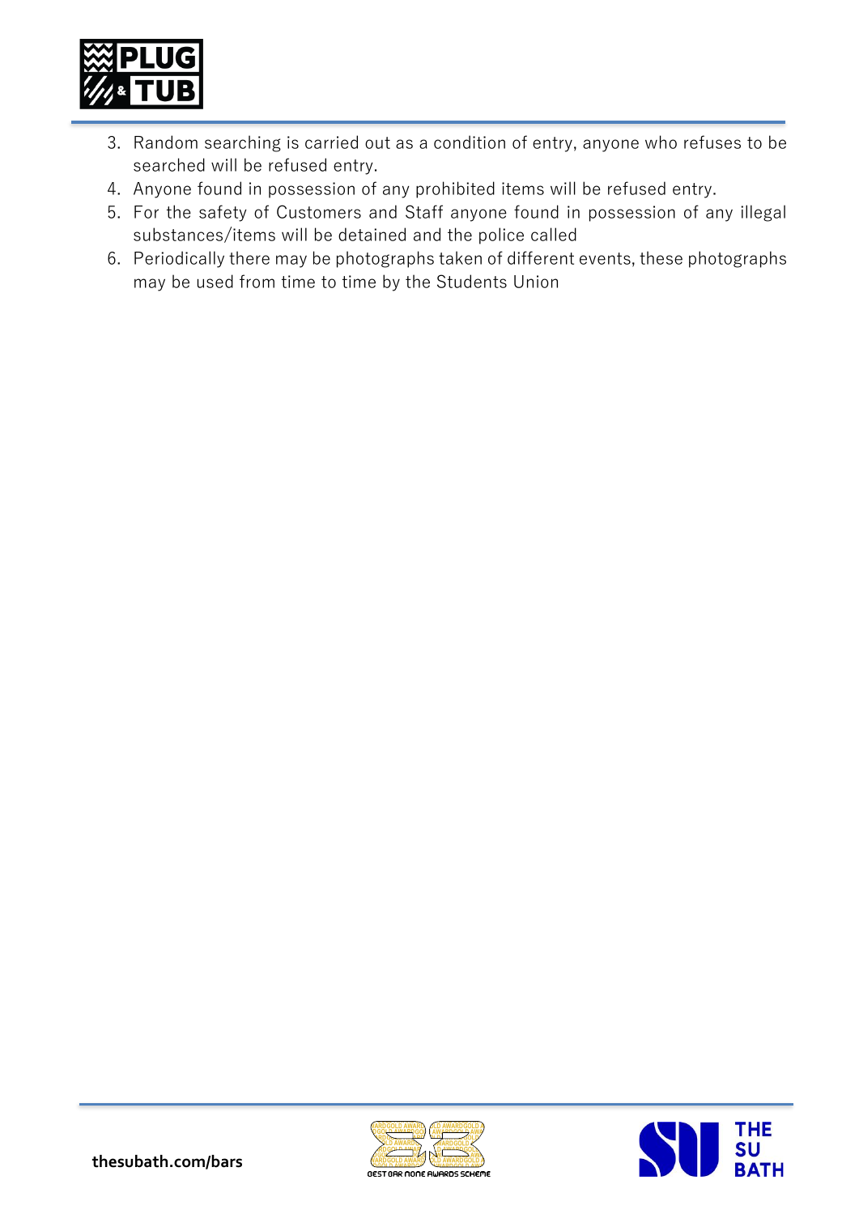3. Random searching is carried out as a condition of entry, anyone who refuses to be searched will be refused entry.
4. Anyone found in possession of any prohibited items will be refused entry.
5. For the safety of Customers and Staff anyone found in possession of any illegal substances/items will be detained and the police called
6. Periodically there may be photographs taken of different events, these photographs may be used from time to time by the Students Union